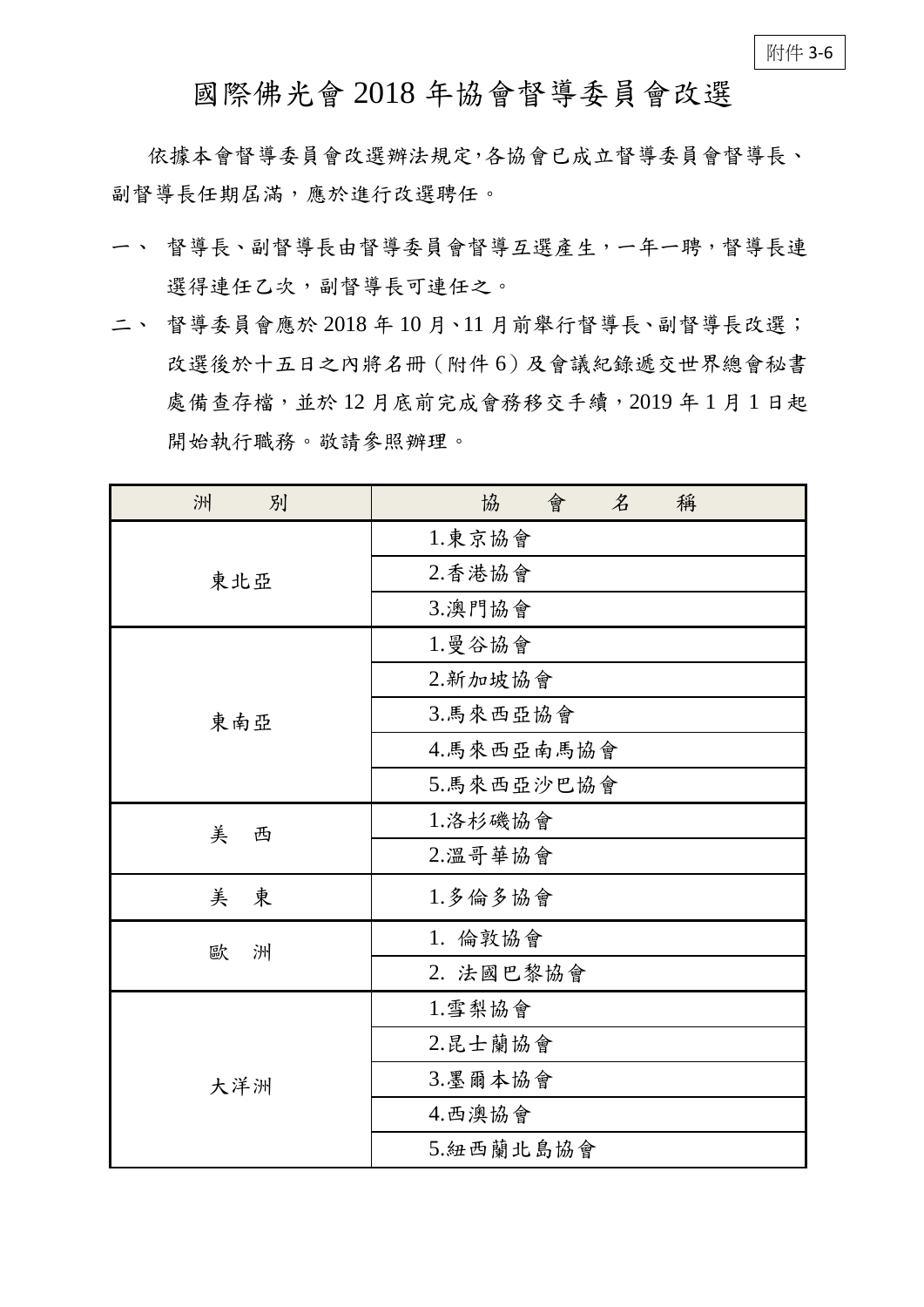附件 3-6

# 國際佛光會 2018 年協會督導委員會改選

依據本會督導委員會改選辦法規定,各協會已成立督導委員會督導長、副督導長任期屆滿，應於進行改選聘任。

一、 督導長、副督導長由督導委員會督導互選產生，一年一聘，督導長連選得連任乙次，副督導長可連任之。

二、 督導委員會應於 2018 年 10 月、11 月前舉行督導長、副督導長改選；改選後於十五日之內將名冊（附件 6）及會議紀錄遞交世界總會秘書處備查存檔，並於 12 月底前完成會務移交手續，2019 年 1 月 1 日起開始執行職務。敬請參照辦理。

| 洲　　別 | 協　　會　　名　　稱 |
|---|---|
| 東北亞 | 1.東京協會 |
| | 2.香港協會 |
| | 3.澳門協會 |
| 東南亞 | 1.曼谷協會 |
| | 2.新加坡協會 |
| | 3.馬來西亞協會 |
| | 4.馬來西亞南馬協會 |
| | 5.馬來西亞沙巴協會 |
| 美　西 | 1.洛杉磯協會 |
| | 2.溫哥華協會 |
| 美　東 | 1.多倫多協會 |
| 歐　洲 | 1. 倫敦協會 |
| | 2. 法國巴黎協會 |
| 大洋洲 | 1.雪梨協會 |
| | 2.昆士蘭協會 |
| | 3.墨爾本協會 |
| | 4.西澳協會 |
| | 5.紐西蘭北島協會 |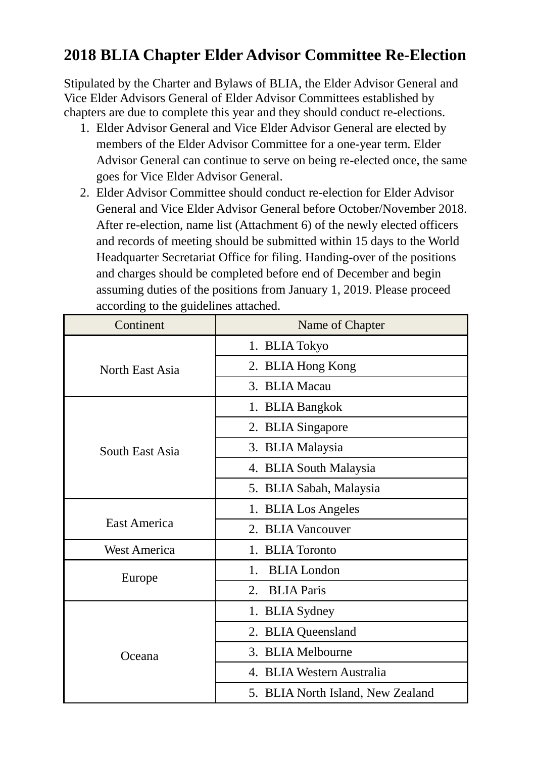# 2018 BLIA Chapter Elder Advisor Committee Re-Election

Stipulated by the Charter and Bylaws of BLIA, the Elder Advisor General and Vice Elder Advisors General of Elder Advisor Committees established by chapters are due to complete this year and they should conduct re-elections.

1. Elder Advisor General and Vice Elder Advisor General are elected by members of the Elder Advisor Committee for a one-year term. Elder Advisor General can continue to serve on being re-elected once, the same goes for Vice Elder Advisor General.
2. Elder Advisor Committee should conduct re-election for Elder Advisor General and Vice Elder Advisor General before October/November 2018. After re-election, name list (Attachment 6) of the newly elected officers and records of meeting should be submitted within 15 days to the World Headquarter Secretariat Office for filing. Handing-over of the positions and charges should be completed before end of December and begin assuming duties of the positions from January 1, 2019. Please proceed according to the guidelines attached.

| Continent | Name of Chapter |
|---|---|
| North East Asia | 1. BLIA Tokyo |
| | 2. BLIA Hong Kong |
| | 3. BLIA Macau |
| South East Asia | 1. BLIA Bangkok |
| | 2. BLIA Singapore |
| | 3. BLIA Malaysia |
| | 4. BLIA South Malaysia |
| | 5. BLIA Sabah, Malaysia |
| East America | 1. BLIA Los Angeles |
| | 2. BLIA Vancouver |
| West America | 1. BLIA Toronto |
| Europe | 1. BLIA London |
| | 2. BLIA Paris |
| Oceana | 1. BLIA Sydney |
| | 2. BLIA Queensland |
| | 3. BLIA Melbourne |
| | 4. BLIA Western Australia |
| | 5. BLIA North Island, New Zealand |